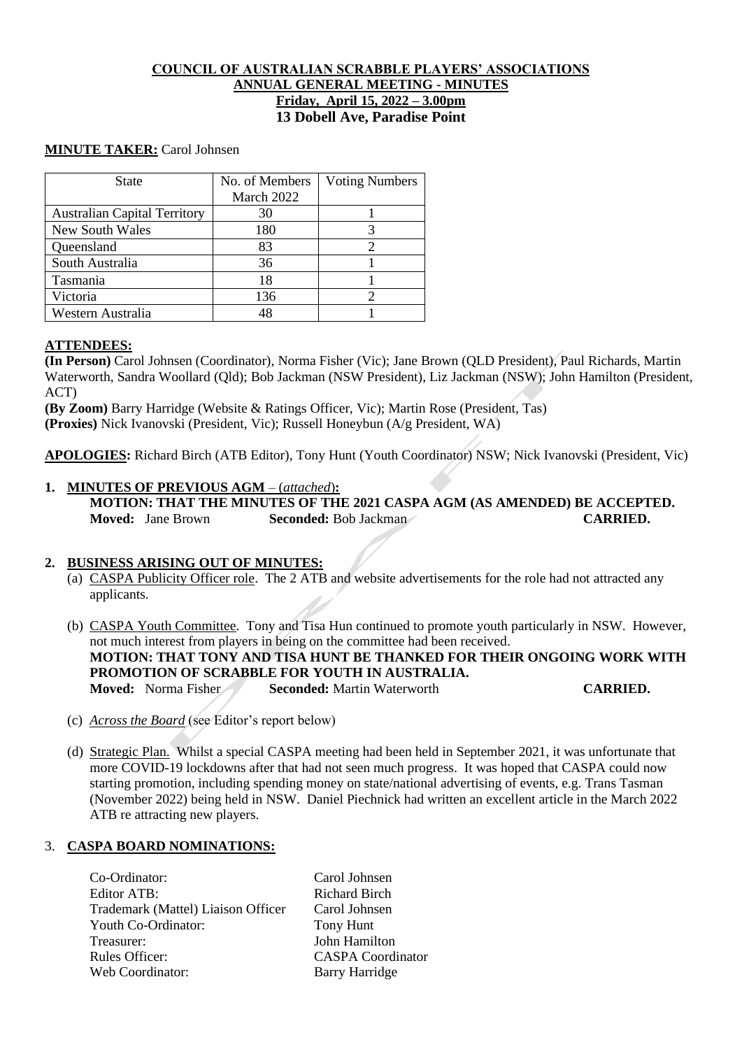**COUNCIL OF AUSTRALIAN SCRABBLE PLAYERS' ASSOCIATIONS**
**ANNUAL GENERAL MEETING - MINUTES**
**Friday, April 15, 2022 – 3.00pm**
**13 Dobell Ave, Paradise Point**

**MINUTE TAKER:** Carol Johnsen

| State | No. of Members March 2022 | Voting Numbers |
|---|---|---|
| Australian Capital Territory | 30 | 1 |
| New South Wales | 180 | 3 |
| Queensland | 83 | 2 |
| South Australia | 36 | 1 |
| Tasmania | 18 | 1 |
| Victoria | 136 | 2 |
| Western Australia | 48 | 1 |

**ATTENDEES:**
**(In Person)** Carol Johnsen (Coordinator), Norma Fisher (Vic); Jane Brown (QLD President), Paul Richards, Martin Waterworth, Sandra Woollard (Qld); Bob Jackman (NSW President), Liz Jackman (NSW); John Hamilton (President, ACT)
**(By Zoom)** Barry Harridge (Website & Ratings Officer, Vic); Martin Rose (President, Tas)
**(Proxies)** Nick Ivanovski (President, Vic); Russell Honeybun (A/g President, WA)

**APOLOGIES:** Richard Birch (ATB Editor), Tony Hunt (Youth Coordinator) NSW; Nick Ivanovski (President, Vic)

1. **MINUTES OF PREVIOUS AGM** – (*attached*)**:**
**MOTION: THAT THE MINUTES OF THE 2021 CASPA AGM (AS AMENDED) BE ACCEPTED.**
**Moved:** Jane Brown **Seconded:** Bob Jackman **CARRIED.**

2. **BUSINESS ARISING OUT OF MINUTES:**
   (a) CASPA Publicity Officer role. The 2 ATB and website advertisements for the role had not attracted any applicants.

   (b) CASPA Youth Committee. Tony and Tisa Hun continued to promote youth particularly in NSW. However, not much interest from players in being on the committee had been received.
   **MOTION: THAT TONY AND TISA HUNT BE THANKED FOR THEIR ONGOING WORK WITH PROMOTION OF SCRABBLE FOR YOUTH IN AUSTRALIA.**
   **Moved:** Norma Fisher **Seconded:** Martin Waterworth **CARRIED.**

   (c) *Across the Board* (see Editor's report below)

   (d) Strategic Plan. Whilst a special CASPA meeting had been held in September 2021, it was unfortunate that more COVID-19 lockdowns after that had not seen much progress. It was hoped that CASPA could now starting promotion, including spending money on state/national advertising of events, e.g. Trans Tasman (November 2022) being held in NSW. Daniel Piechnick had written an excellent article in the March 2022 ATB re attracting new players.

3. **CASPA BOARD NOMINATIONS:**

| | |
|---|---|
| Co-Ordinator: | Carol Johnsen |
| Editor ATB: | Richard Birch |
| Trademark (Mattel) Liaison Officer | Carol Johnsen |
| Youth Co-Ordinator: | Tony Hunt |
| Treasurer: | John Hamilton |
| Rules Officer: | CASPA Coordinator |
| Web Coordinator: | Barry Harridge |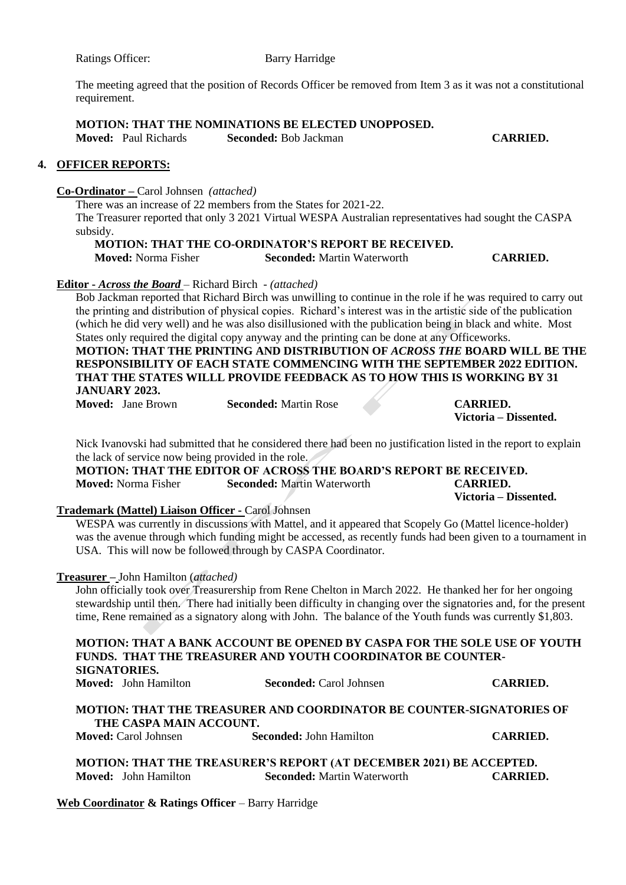Ratings Officer: Barry Harridge

The meeting agreed that the position of Records Officer be removed from Item 3 as it was not a constitutional requirement.

**MOTION: THAT THE NOMINATIONS BE ELECTED UNOPPOSED.**
**Moved:** Paul Richards **Seconded:** Bob Jackman **CARRIED.**

## 4. OFFICER REPORTS:

**Co-Ordinator –** Carol Johnsen *(attached)*

There was an increase of 22 members from the States for 2021-22.
The Treasurer reported that only 3 2021 Virtual WESPA Australian representatives had sought the CASPA subsidy.

**MOTION: THAT THE CO-ORDINATOR'S REPORT BE RECEIVED.**
**Moved:** Norma Fisher **Seconded:** Martin Waterworth **CARRIED.**

**Editor - *Across the Board*** – Richard Birch - *(attached)*

Bob Jackman reported that Richard Birch was unwilling to continue in the role if he was required to carry out the printing and distribution of physical copies. Richard's interest was in the artistic side of the publication (which he did very well) and he was also disillusioned with the publication being in black and white. Most States only required the digital copy anyway and the printing can be done at any Officeworks.

**MOTION: THAT THE PRINTING AND DISTRIBUTION OF *ACROSS THE* BOARD WILL BE THE RESPONSIBILITY OF EACH STATE COMMENCING WITH THE SEPTEMBER 2022 EDITION. THAT THE STATES WILLL PROVIDE FEEDBACK AS TO HOW THIS IS WORKING BY 31 JANUARY 2023.**
**Moved:** Jane Brown **Seconded:** Martin Rose **CARRIED.**
**Victoria – Dissented.**

Nick Ivanovski had submitted that he considered there had been no justification listed in the report to explain the lack of service now being provided in the role.

**MOTION: THAT THE EDITOR OF ACROSS THE BOARD'S REPORT BE RECEIVED.**
**Moved:** Norma Fisher **Seconded:** Martin Waterworth **CARRIED.**
**Victoria – Dissented.**

**Trademark (Mattel) Liaison Officer -** Carol Johnsen

WESPA was currently in discussions with Mattel, and it appeared that Scopely Go (Mattel licence-holder) was the avenue through which funding might be accessed, as recently funds had been given to a tournament in USA. This will now be followed through by CASPA Coordinator.

**Treasurer –** John Hamilton (*attached)*

John officially took over Treasurership from Rene Chelton in March 2022. He thanked her for her ongoing stewardship until then. There had initially been difficulty in changing over the signatories and, for the present time, Rene remained as a signatory along with John. The balance of the Youth funds was currently $1,803.

**MOTION: THAT A BANK ACCOUNT BE OPENED BY CASPA FOR THE SOLE USE OF YOUTH FUNDS. THAT THE TREASURER AND YOUTH COORDINATOR BE COUNTER-SIGNATORIES.**
**Moved:** John Hamilton **Seconded:** Carol Johnsen **CARRIED.**

**MOTION: THAT THE TREASURER AND COORDINATOR BE COUNTER-SIGNATORIES OF THE CASPA MAIN ACCOUNT.**
**Moved:** Carol Johnsen **Seconded:** John Hamilton **CARRIED.**

**MOTION: THAT THE TREASURER'S REPORT (AT DECEMBER 2021) BE ACCEPTED.**
**Moved:** John Hamilton **Seconded:** Martin Waterworth **CARRIED.**

**Web Coordinator & Ratings Officer** – Barry Harridge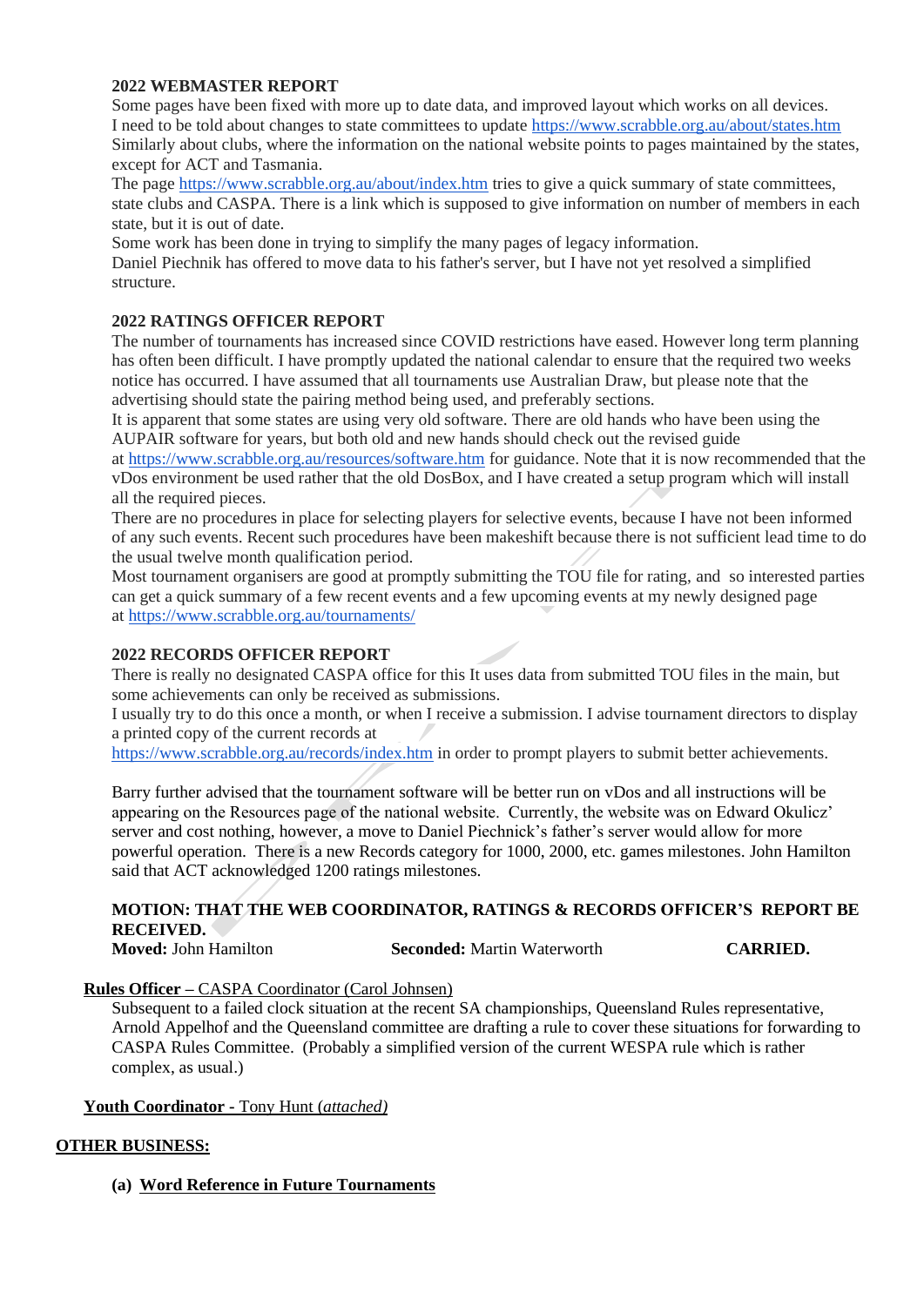**2022 WEBMASTER REPORT**

Some pages have been fixed with more up to date data, and improved layout which works on all devices.
I need to be told about changes to state committees to update https://www.scrabble.org.au/about/states.htm
Similarly about clubs, where the information on the national website points to pages maintained by the states, except for ACT and Tasmania.
The page https://www.scrabble.org.au/about/index.htm tries to give a quick summary of state committees, state clubs and CASPA. There is a link which is supposed to give information on number of members in each state, but it is out of date.
Some work has been done in trying to simplify the many pages of legacy information.
Daniel Piechnik has offered to move data to his father's server, but I have not yet resolved a simplified structure.

**2022 RATINGS OFFICER REPORT**

The number of tournaments has increased since COVID restrictions have eased. However long term planning has often been difficult. I have promptly updated the national calendar to ensure that the required two weeks notice has occurred. I have assumed that all tournaments use Australian Draw, but please note that the advertising should state the pairing method being used, and preferably sections.
It is apparent that some states are using very old software. There are old hands who have been using the AUPAIR software for years, but both old and new hands should check out the revised guide at https://www.scrabble.org.au/resources/software.htm for guidance. Note that it is now recommended that the vDos environment be used rather that the old DosBox, and I have created a setup program which will install all the required pieces.
There are no procedures in place for selecting players for selective events, because I have not been informed of any such events. Recent such procedures have been makeshift because there is not sufficient lead time to do the usual twelve month qualification period.
Most tournament organisers are good at promptly submitting the TOU file for rating, and so interested parties can get a quick summary of a few recent events and a few upcoming events at my newly designed page at https://www.scrabble.org.au/tournaments/

**2022 RECORDS OFFICER REPORT**

There is really no designated CASPA office for this It uses data from submitted TOU files in the main, but some achievements can only be received as submissions.
I usually try to do this once a month, or when I receive a submission. I advise tournament directors to display a printed copy of the current records at https://www.scrabble.org.au/records/index.htm in order to prompt players to submit better achievements.

Barry further advised that the tournament software will be better run on vDos and all instructions will be appearing on the Resources page of the national website. Currently, the website was on Edward Okulicz' server and cost nothing, however, a move to Daniel Piechnick's father's server would allow for more powerful operation. There is a new Records category for 1000, 2000, etc. games milestones. John Hamilton said that ACT acknowledged 1200 ratings milestones.

**MOTION: THAT THE WEB COORDINATOR, RATINGS & RECORDS OFFICER'S REPORT BE RECEIVED.**
**Moved:** John Hamilton **Seconded:** Martin Waterworth **CARRIED.**

**Rules Officer** – CASPA Coordinator (Carol Johnsen)

Subsequent to a failed clock situation at the recent SA championships, Queensland Rules representative, Arnold Appelhof and the Queensland committee are drafting a rule to cover these situations for forwarding to CASPA Rules Committee. (Probably a simplified version of the current WESPA rule which is rather complex, as usual.)

**Youth Coordinator** - Tony Hunt (*attached)*

**OTHER BUSINESS:**

**(a) Word Reference in Future Tournaments**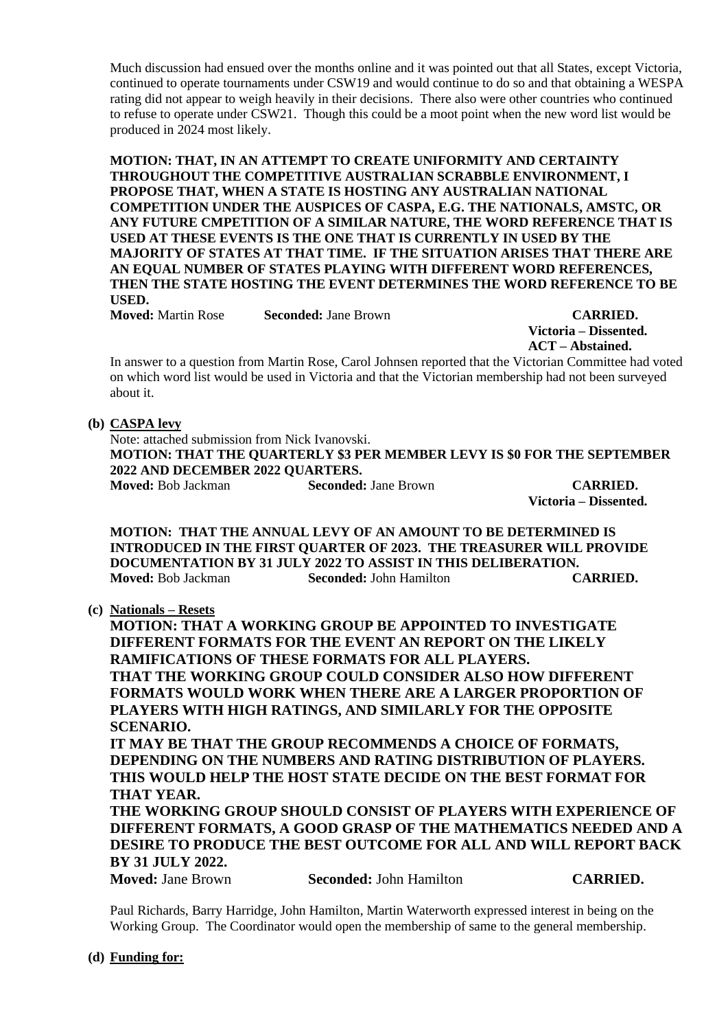Much discussion had ensued over the months online and it was pointed out that all States, except Victoria, continued to operate tournaments under CSW19 and would continue to do so and that obtaining a WESPA rating did not appear to weigh heavily in their decisions. There also were other countries who continued to refuse to operate under CSW21. Though this could be a moot point when the new word list would be produced in 2024 most likely.

**MOTION: THAT, IN AN ATTEMPT TO CREATE UNIFORMITY AND CERTAINTY THROUGHOUT THE COMPETITIVE AUSTRALIAN SCRABBLE ENVIRONMENT, I PROPOSE THAT, WHEN A STATE IS HOSTING ANY AUSTRALIAN NATIONAL COMPETITION UNDER THE AUSPICES OF CASPA, E.G. THE NATIONALS, AMSTC, OR ANY FUTURE CMPETITION OF A SIMILAR NATURE, THE WORD REFERENCE THAT IS USED AT THESE EVENTS IS THE ONE THAT IS CURRENTLY IN USED BY THE MAJORITY OF STATES AT THAT TIME. IF THE SITUATION ARISES THAT THERE ARE AN EQUAL NUMBER OF STATES PLAYING WITH DIFFERENT WORD REFERENCES, THEN THE STATE HOSTING THE EVENT DETERMINES THE WORD REFERENCE TO BE USED.**

**Moved:** Martin Rose **Seconded:** Jane Brown **CARRIED.**
**Victoria – Dissented.**
**ACT – Abstained.**

In answer to a question from Martin Rose, Carol Johnsen reported that the Victorian Committee had voted on which word list would be used in Victoria and that the Victorian membership had not been surveyed about it.

**(b) CASPA levy**

Note: attached submission from Nick Ivanovski.

**MOTION: THAT THE QUARTERLY $3 PER MEMBER LEVY IS $0 FOR THE SEPTEMBER 2022 AND DECEMBER 2022 QUARTERS.**

**Moved:** Bob Jackman **Seconded:** Jane Brown **CARRIED.**
**Victoria – Dissented.**

**MOTION: THAT THE ANNUAL LEVY OF AN AMOUNT TO BE DETERMINED IS INTRODUCED IN THE FIRST QUARTER OF 2023. THE TREASURER WILL PROVIDE DOCUMENTATION BY 31 JULY 2022 TO ASSIST IN THIS DELIBERATION.**

**Moved:** Bob Jackman **Seconded:** John Hamilton **CARRIED.**

**(c) Nationals – Resets**

**MOTION: THAT A WORKING GROUP BE APPOINTED TO INVESTIGATE DIFFERENT FORMATS FOR THE EVENT AN REPORT ON THE LIKELY RAMIFICATIONS OF THESE FORMATS FOR ALL PLAYERS.**

**THAT THE WORKING GROUP COULD CONSIDER ALSO HOW DIFFERENT FORMATS WOULD WORK WHEN THERE ARE A LARGER PROPORTION OF PLAYERS WITH HIGH RATINGS, AND SIMILARLY FOR THE OPPOSITE SCENARIO.**

**IT MAY BE THAT THE GROUP RECOMMENDS A CHOICE OF FORMATS, DEPENDING ON THE NUMBERS AND RATING DISTRIBUTION OF PLAYERS. THIS WOULD HELP THE HOST STATE DECIDE ON THE BEST FORMAT FOR THAT YEAR.**

**THE WORKING GROUP SHOULD CONSIST OF PLAYERS WITH EXPERIENCE OF DIFFERENT FORMATS, A GOOD GRASP OF THE MATHEMATICS NEEDED AND A DESIRE TO PRODUCE THE BEST OUTCOME FOR ALL AND WILL REPORT BACK BY 31 JULY 2022.**

**Moved:** Jane Brown **Seconded:** John Hamilton **CARRIED.**

Paul Richards, Barry Harridge, John Hamilton, Martin Waterworth expressed interest in being on the Working Group. The Coordinator would open the membership of same to the general membership.

**(d) Funding for:**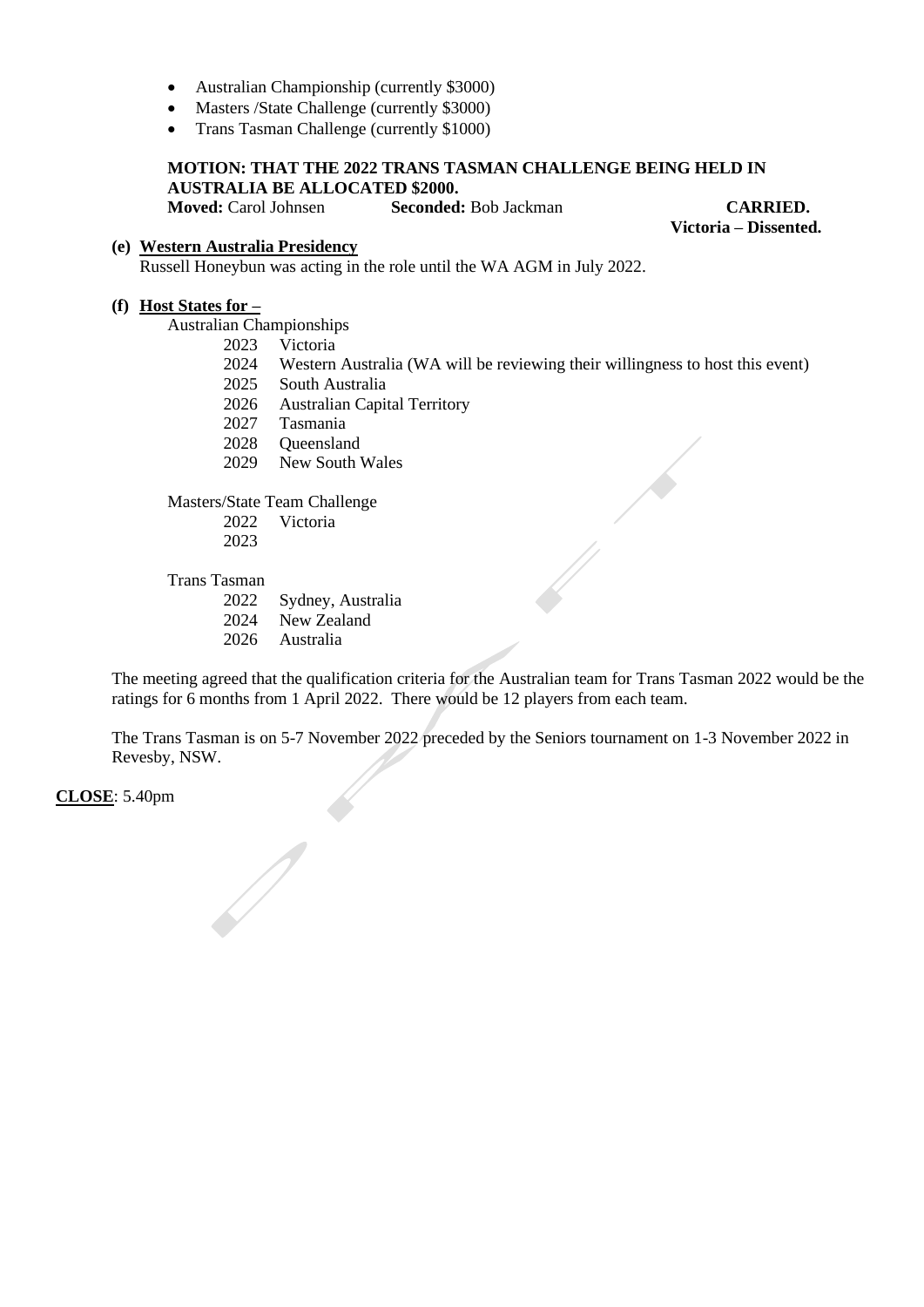- Australian Championship (currently $3000)
- Masters /State Challenge (currently $3000)
- Trans Tasman Challenge (currently $1000)

**MOTION: THAT THE 2022 TRANS TASMAN CHALLENGE BEING HELD IN AUSTRALIA BE ALLOCATED $2000.**

**Moved:** Carol Johnsen **Seconded:** Bob Jackman **CARRIED.**

**Victoria – Dissented.**

**(e) Western Australia Presidency**

Russell Honeybun was acting in the role until the WA AGM in July 2022.

**(f) Host States for –**

Australian Championships

- 2023 Victoria
- 2024 Western Australia (WA will be reviewing their willingness to host this event)
- 2025 South Australia
- 2026 Australian Capital Territory
- 2027 Tasmania
- 2028 Queensland
- 2029 New South Wales

Masters/State Team Challenge

- 2022 Victoria
- 2023

Trans Tasman

- 2022 Sydney, Australia
- 2024 New Zealand
- 2026 Australia

The meeting agreed that the qualification criteria for the Australian team for Trans Tasman 2022 would be the ratings for 6 months from 1 April 2022. There would be 12 players from each team.

The Trans Tasman is on 5-7 November 2022 preceded by the Seniors tournament on 1-3 November 2022 in Revesby, NSW.

**CLOSE**: 5.40pm